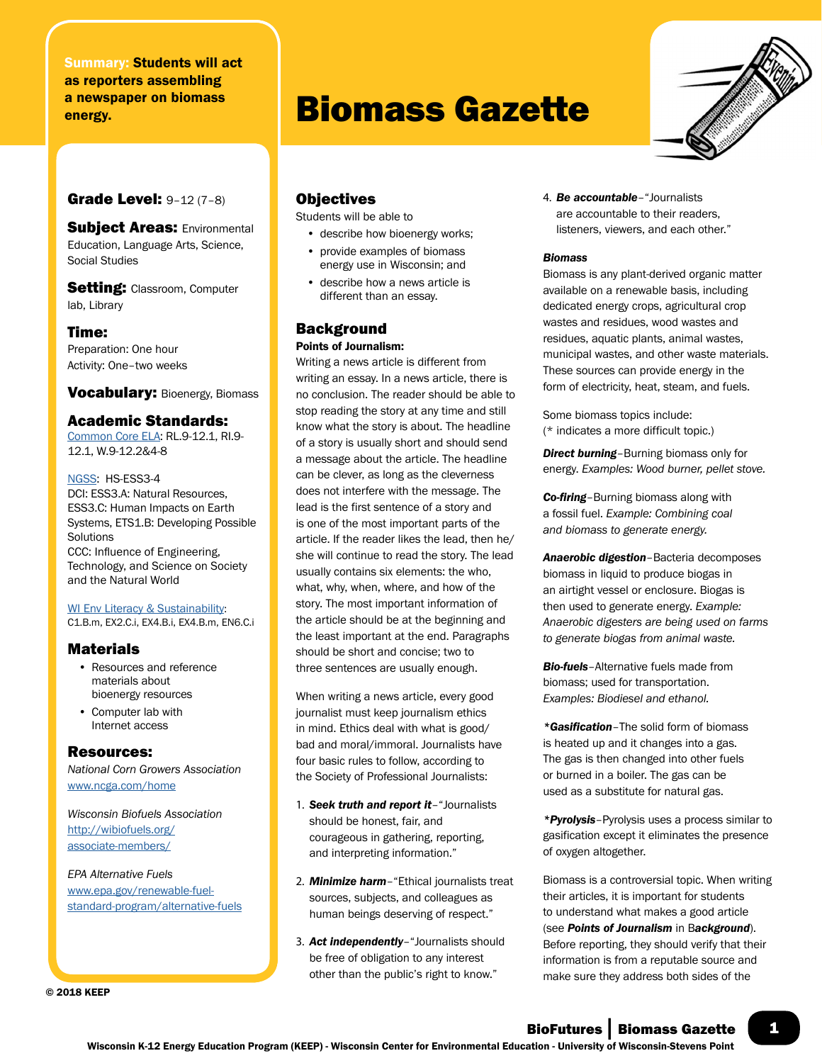**Summary:** Students will act as reporters assembling a newspaper on biomass energy.

# Biomass Gazette

**Grade Level:** 9–12 (7–8)

**Subject Areas:** Environmental Education, Language Arts, Science, Social Studies

**Setting:** Classroom, Computer lab, Library

**Time:**
Preparation: One hour
Activity: One–two weeks

**Vocabulary:** Bioenergy, Biomass

**Academic Standards:**
Common Core ELA: RL.9-12.1, RI.9-12.1, W.9-12.2&4-8

NGSS: HS-ESS3-4
DCI: ESS3.A: Natural Resources, ESS3.C: Human Impacts on Earth Systems, ETS1.B: Developing Possible Solutions
CCC: Influence of Engineering, Technology, and Science on Society and the Natural World

WI Env Literacy & Sustainability: C1.B.m, EX2.C.i, EX4.B.i, EX4.B.m, EN6.C.i

## Materials

- Resources and reference materials about bioenergy resources
- Computer lab with Internet access

## Resources:

*National Corn Growers Association*
www.ncga.com/home

*Wisconsin Biofuels Association*
http://wibiofuels.org/associate-members/

*EPA Alternative Fuels*
www.epa.gov/renewable-fuel-standard-program/alternative-fuels

© 2018 KEEP

## Objectives

Students will be able to

- describe how bioenergy works;
- provide examples of biomass energy use in Wisconsin; and
- describe how a news article is different than an essay.

## Background

**Points of Journalism:**

Writing a news article is different from writing an essay. In a news article, there is no conclusion. The reader should be able to stop reading the story at any time and still know what the story is about. The headline of a story is usually short and should send a message about the article. The headline can be clever, as long as the cleverness does not interfere with the message. The lead is the first sentence of a story and is one of the most important parts of the article. If the reader likes the lead, then he/she will continue to read the story. The lead usually contains six elements: the who, what, why, when, where, and how of the story. The most important information of the article should be at the beginning and the least important at the end. Paragraphs should be short and concise; two to three sentences are usually enough.

When writing a news article, every good journalist must keep journalism ethics in mind. Ethics deal with what is good/bad and moral/immoral. Journalists have four basic rules to follow, according to the Society of Professional Journalists:

1. ***Seek truth and report it***–"Journalists should be honest, fair, and courageous in gathering, reporting, and interpreting information."
2. ***Minimize harm***–"Ethical journalists treat sources, subjects, and colleagues as human beings deserving of respect."
3. ***Act independently***–"Journalists should be free of obligation to any interest other than the public's right to know."
4. ***Be accountable***–"Journalists are accountable to their readers, listeners, viewers, and each other."

***Biomass***

Biomass is any plant-derived organic matter available on a renewable basis, including dedicated energy crops, agricultural crop wastes and residues, wood wastes and residues, aquatic plants, animal wastes, municipal wastes, and other waste materials. These sources can provide energy in the form of electricity, heat, steam, and fuels.

Some biomass topics include:
(* indicates a more difficult topic.)

***Direct burning***–Burning biomass only for energy. *Examples: Wood burner, pellet stove.*

***Co-firing***–Burning biomass along with a fossil fuel. *Example: Combining coal and biomass to generate energy.*

***Anaerobic digestion***–Bacteria decomposes biomass in liquid to produce biogas in an airtight vessel or enclosure. Biogas is then used to generate energy. *Example: Anaerobic digesters are being used on farms to generate biogas from animal waste.*

***Bio-fuels***–Alternative fuels made from biomass; used for transportation. *Examples: Biodiesel and ethanol.*

****Gasification***–The solid form of biomass is heated up and it changes into a gas. The gas is then changed into other fuels or burned in a boiler. The gas can be used as a substitute for natural gas.

****Pyrolysis***–Pyrolysis uses a process similar to gasification except it eliminates the presence of oxygen altogether.

Biomass is a controversial topic. When writing their articles, it is important for students to understand what makes a good article (see ***Points of Journalism*** in B**ackground**). Before reporting, they should verify that their information is from a reputable source and make sure they address both sides of the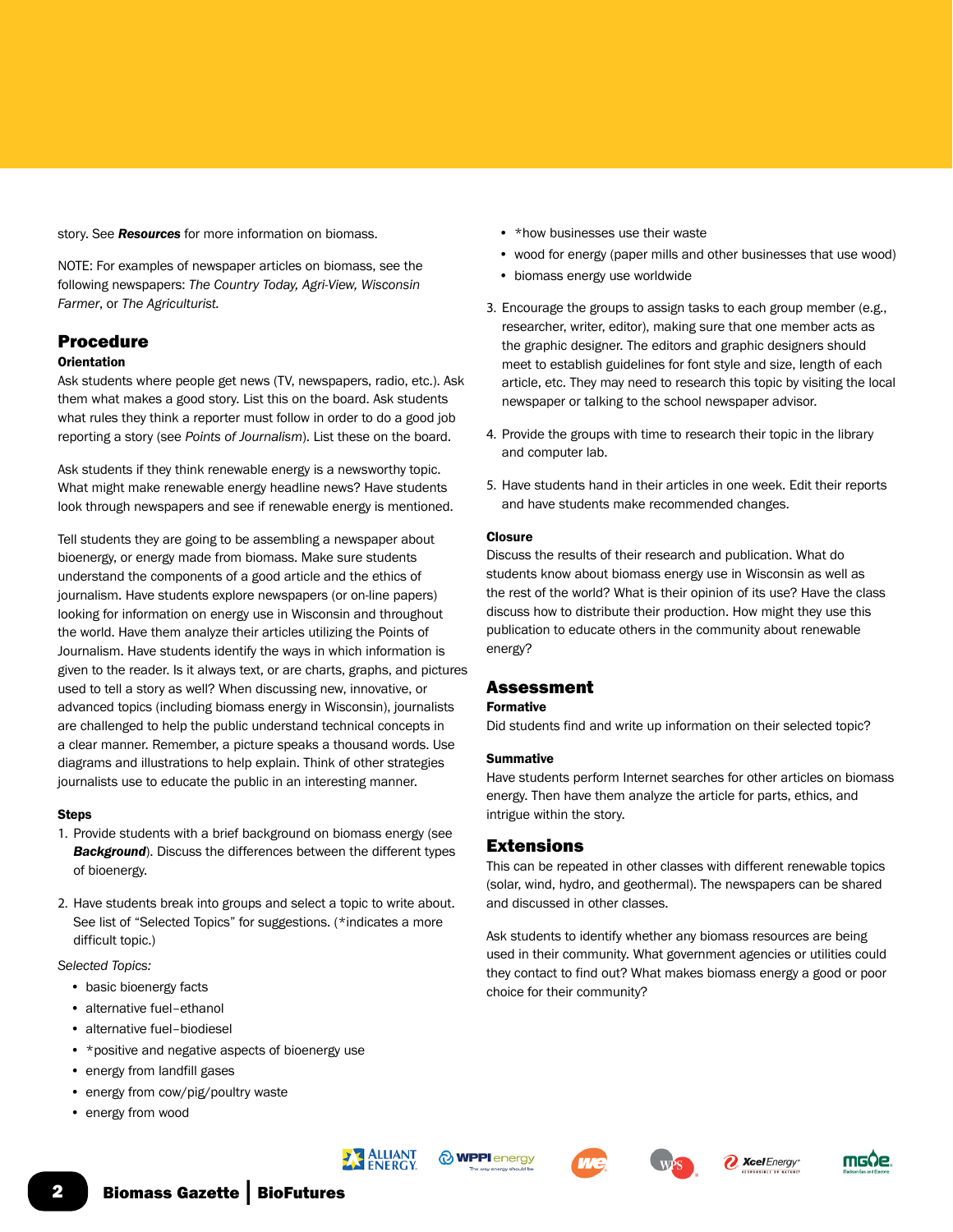story. See ***Resources*** for more information on biomass.

NOTE: For examples of newspaper articles on biomass, see the following newspapers: *The Country Today, Agri-View, Wisconsin Farmer*, or *The Agriculturist.*

## Procedure

### Orientation

Ask students where people get news (TV, newspapers, radio, etc.). Ask them what makes a good story. List this on the board. Ask students what rules they think a reporter must follow in order to do a good job reporting a story (see *Points of Journalism*). List these on the board.

Ask students if they think renewable energy is a newsworthy topic. What might make renewable energy headline news? Have students look through newspapers and see if renewable energy is mentioned.

Tell students they are going to be assembling a newspaper about bioenergy, or energy made from biomass. Make sure students understand the components of a good article and the ethics of journalism. Have students explore newspapers (or on-line papers) looking for information on energy use in Wisconsin and throughout the world. Have them analyze their articles utilizing the Points of Journalism. Have students identify the ways in which information is given to the reader. Is it always text, or are charts, graphs, and pictures used to tell a story as well? When discussing new, innovative, or advanced topics (including biomass energy in Wisconsin), journalists are challenged to help the public understand technical concepts in a clear manner. Remember, a picture speaks a thousand words. Use diagrams and illustrations to help explain. Think of other strategies journalists use to educate the public in an interesting manner.

### Steps

1. Provide students with a brief background on biomass energy (see ***Background***). Discuss the differences between the different types of bioenergy.

2. Have students break into groups and select a topic to write about. See list of "Selected Topics" for suggestions. (*indicates a more difficult topic.)

*Selected Topics:*

- basic bioenergy facts
- alternative fuel–ethanol
- alternative fuel–biodiesel
- *positive and negative aspects of bioenergy use
- energy from landfill gases
- energy from cow/pig/poultry waste
- energy from wood
- *how businesses use their waste
- wood for energy (paper mills and other businesses that use wood)
- biomass energy use worldwide

3. Encourage the groups to assign tasks to each group member (e.g., researcher, writer, editor), making sure that one member acts as the graphic designer. The editors and graphic designers should meet to establish guidelines for font style and size, length of each article, etc. They may need to research this topic by visiting the local newspaper or talking to the school newspaper advisor.

4. Provide the groups with time to research their topic in the library and computer lab.

5. Have students hand in their articles in one week. Edit their reports and have students make recommended changes.

### Closure

Discuss the results of their research and publication. What do students know about biomass energy use in Wisconsin as well as the rest of the world? What is their opinion of its use? Have the class discuss how to distribute their production. How might they use this publication to educate others in the community about renewable energy?

## Assessment

### Formative

Did students find and write up information on their selected topic?

### Summative

Have students perform Internet searches for other articles on biomass energy. Then have them analyze the article for parts, ethics, and intrigue within the story.

## Extensions

This can be repeated in other classes with different renewable topics (solar, wind, hydro, and geothermal). The newspapers can be shared and discussed in other classes.

Ask students to identify whether any biomass resources are being used in their community. What government agencies or utilities could they contact to find out? What makes biomass energy a good or poor choice for their community?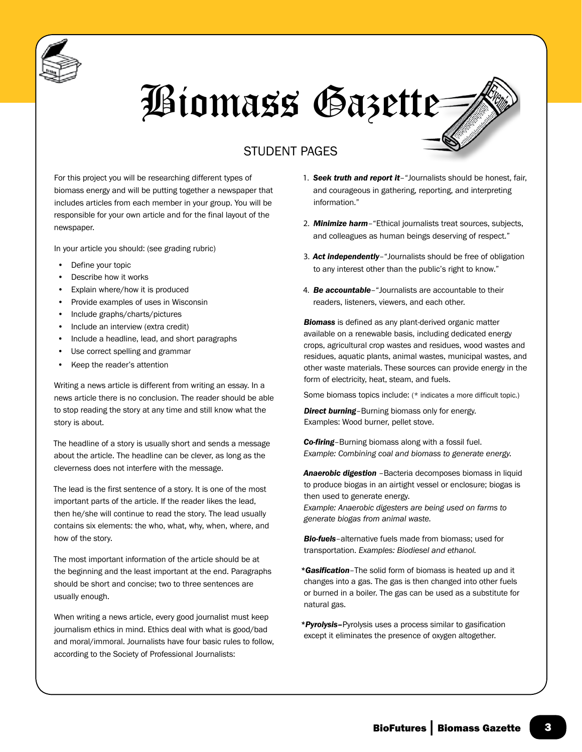# Biomass Gazette

## STUDENT PAGES

For this project you will be researching different types of biomass energy and will be putting together a newspaper that includes articles from each member in your group. You will be responsible for your own article and for the final layout of the newspaper.

In your article you should: (see grading rubric)

- Define your topic
- Describe how it works
- Explain where/how it is produced
- Provide examples of uses in Wisconsin
- Include graphs/charts/pictures
- Include an interview (extra credit)
- Include a headline, lead, and short paragraphs
- Use correct spelling and grammar
- Keep the reader's attention

Writing a news article is different from writing an essay. In a news article there is no conclusion. The reader should be able to stop reading the story at any time and still know what the story is about.

The headline of a story is usually short and sends a message about the article. The headline can be clever, as long as the cleverness does not interfere with the message.

The lead is the first sentence of a story. It is one of the most important parts of the article. If the reader likes the lead, then he/she will continue to read the story. The lead usually contains six elements: the who, what, why, when, where, and how of the story.

The most important information of the article should be at the beginning and the least important at the end. Paragraphs should be short and concise; two to three sentences are usually enough.

When writing a news article, every good journalist must keep journalism ethics in mind. Ethics deal with what is good/bad and moral/immoral. Journalists have four basic rules to follow, according to the Society of Professional Journalists:

1. ***Seek truth and report it***–"Journalists should be honest, fair, and courageous in gathering, reporting, and interpreting information."
2. ***Minimize harm***–"Ethical journalists treat sources, subjects, and colleagues as human beings deserving of respect."
3. ***Act independently***–"Journalists should be free of obligation to any interest other than the public's right to know."
4. ***Be accountable***–"Journalists are accountable to their readers, listeners, viewers, and each other.

***Biomass*** is defined as any plant-derived organic matter available on a renewable basis, including dedicated energy crops, agricultural crop wastes and residues, wood wastes and residues, aquatic plants, animal wastes, municipal wastes, and other waste materials. These sources can provide energy in the form of electricity, heat, steam, and fuels.

Some biomass topics include: (* indicates a more difficult topic.)

***Direct burning***–Burning biomass only for energy. Examples: Wood burner, pellet stove.

***Co-firing***–Burning biomass along with a fossil fuel. *Example: Combining coal and biomass to generate energy.*

***Anaerobic digestion*** –Bacteria decomposes biomass in liquid to produce biogas in an airtight vessel or enclosure; biogas is then used to generate energy. *Example: Anaerobic digesters are being used on farms to generate biogas from animal waste.*

***Bio-fuels***–alternative fuels made from biomass; used for transportation. *Examples: Biodiesel and ethanol.*

*** *Gasification***–The solid form of biomass is heated up and it changes into a gas. The gas is then changed into other fuels or burned in a boiler. The gas can be used as a substitute for natural gas.

*** *Pyrolysis*–**Pyrolysis uses a process similar to gasification except it eliminates the presence of oxygen altogether.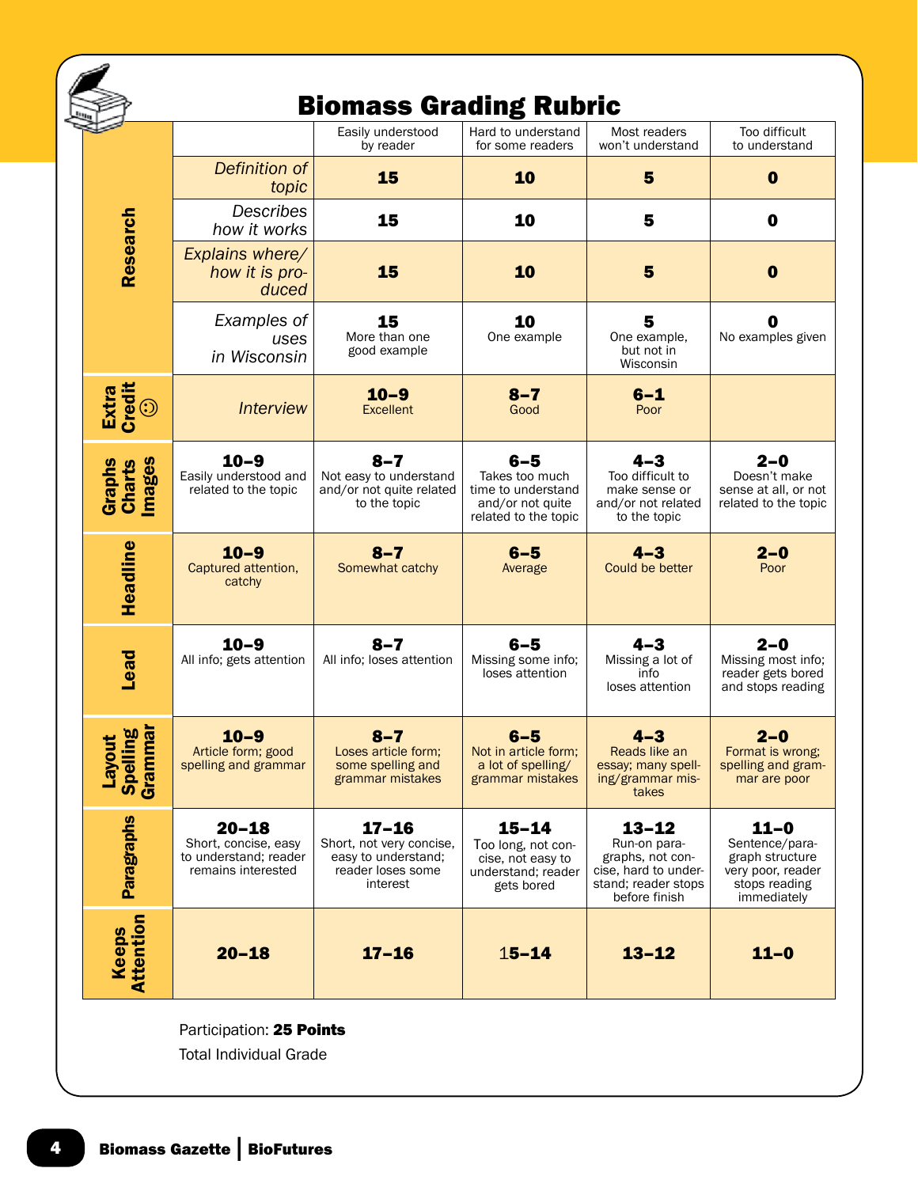# Biomass Grading Rubric

| | | Easily understood by reader | Hard to understand for some readers | Most readers won't understand | Too difficult to understand |
|---|---|---|---|---|---|
| **Research** | *Definition of topic* | **15** | **10** | **5** | **0** |
| | *Describes how it works* | **15** | **10** | **5** | **0** |
| | *Explains where/ how it is produced* | **15** | **10** | **5** | **0** |
| | *Examples of uses in Wisconsin* | **15** More than one good example | **10** One example | **5** One example, but not in Wisconsin | **0** No examples given |
| **Extra Credit** ☺ | *Interview* | **10–9** Excellent | **8–7** Good | **6–1** Poor | |
| **Graphs Charts Images** | **10–9** Easily understood and related to the topic | **8–7** Not easy to understand and/or not quite related to the topic | **6–5** Takes too much time to understand and/or not quite related to the topic | **4–3** Too difficult to make sense or and/or not related to the topic | **2–0** Doesn't make sense at all, or not related to the topic |
| **Headline** | **10–9** Captured attention, catchy | **8–7** Somewhat catchy | **6–5** Average | **4–3** Could be better | **2–0** Poor |
| **Lead** | **10–9** All info; gets attention | **8–7** All info; loses attention | **6–5** Missing some info; loses attention | **4–3** Missing a lot of info loses attention | **2–0** Missing most info; reader gets bored and stops reading |
| **Layout Spelling Grammar** | **10–9** Article form; good spelling and grammar | **8–7** Loses article form; some spelling and grammar mistakes | **6–5** Not in article form; a lot of spelling/ grammar mistakes | **4–3** Reads like an essay; many spelling/grammar mistakes | **2–0** Format is wrong; spelling and grammar are poor |
| **Paragraphs** | **20–18** Short, concise, easy to understand; reader remains interested | **17–16** Short, not very concise, easy to understand; reader loses some interest | **15–14** Too long, not concise, not easy to understand; reader gets bored | **13–12** Run-on paragraphs, not concise, hard to understand; reader stops before finish | **11–0** Sentence/paragraph structure very poor, reader stops reading immediately |
| **Keeps Attention** | **20–18** | **17–16** | **15–14** | **13–12** | **11–0** |

Participation: **25 Points**

Total Individual Grade